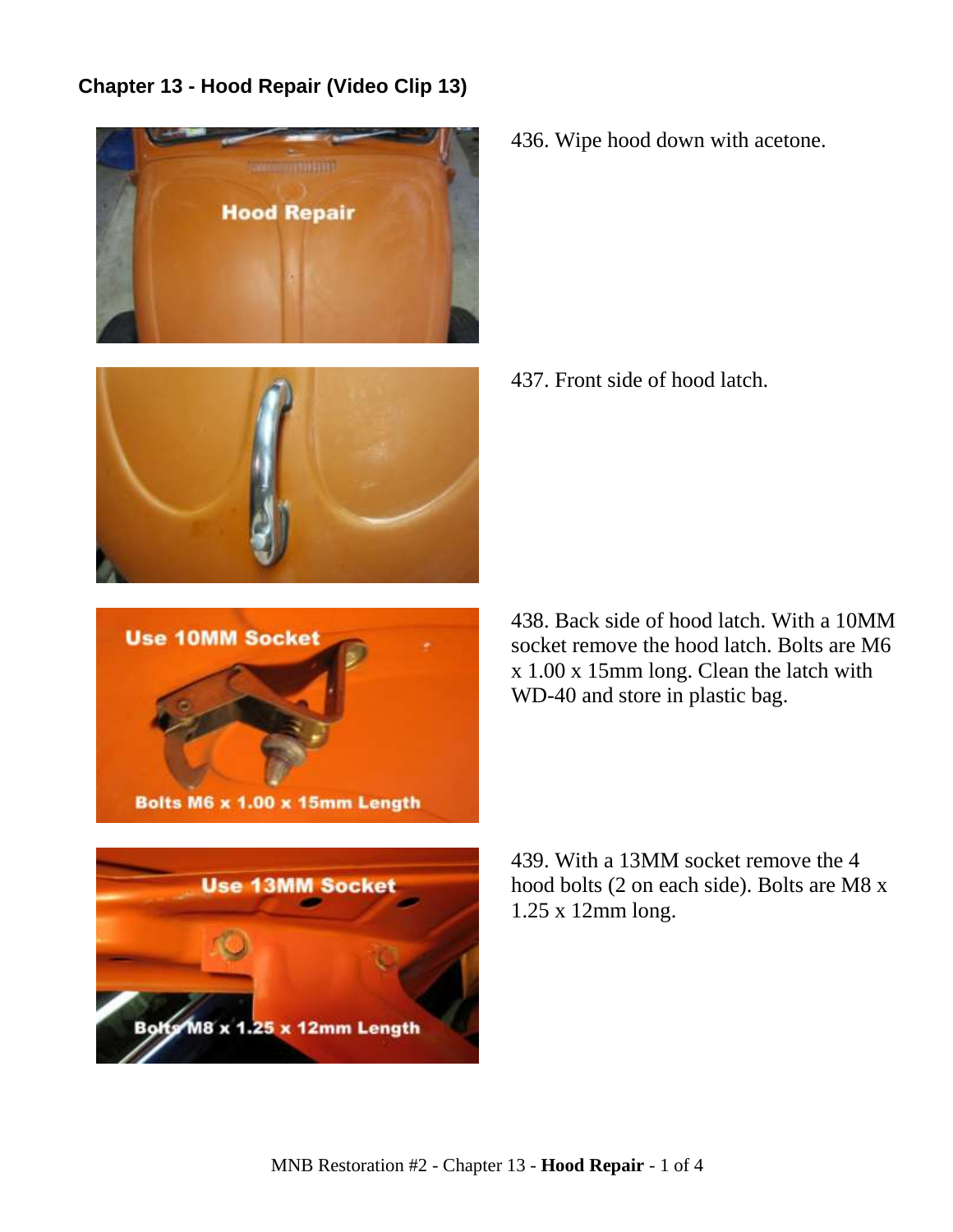## Chapter 13 - Hood Repair (Video Clip 13)

436. Wipe hood down with acetone.

437. Front side of hood latch.

438. Back side of hood latch. With a 10MM socket remove the hood latch. Bolts are M6 x 1.00 x 15mm long. Clean the latch with WD-40 and store in plastic bag.

439. With a 13MM socket remove the 4 hood bolts (2 on each side). Bolts are M8 x 1.25 x 12mm long.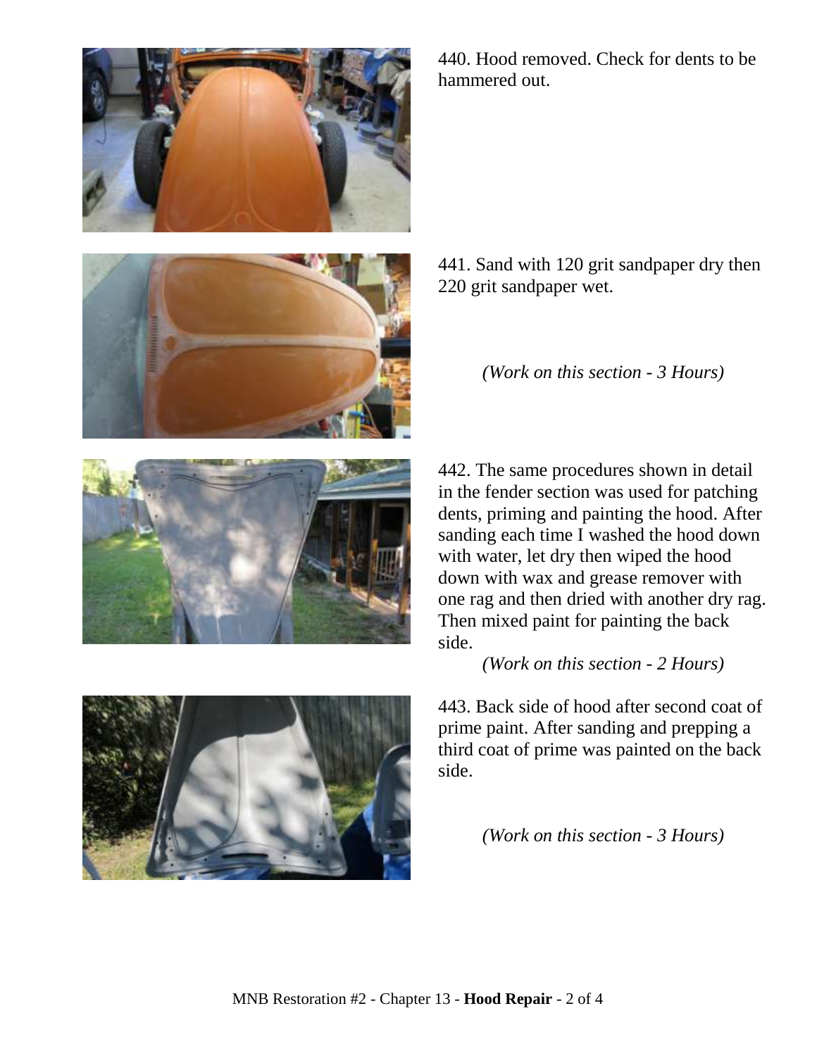440. Hood removed. Check for dents to be hammered out.

441. Sand with 120 grit sandpaper dry then 220 grit sandpaper wet.

*(Work on this section - 3 Hours)*

442. The same procedures shown in detail in the fender section was used for patching dents, priming and painting the hood. After sanding each time I washed the hood down with water, let dry then wiped the hood down with wax and grease remover with one rag and then dried with another dry rag. Then mixed paint for painting the back side.

*(Work on this section - 2 Hours)*

443. Back side of hood after second coat of prime paint. After sanding and prepping a third coat of prime was painted on the back side.

*(Work on this section - 3 Hours)*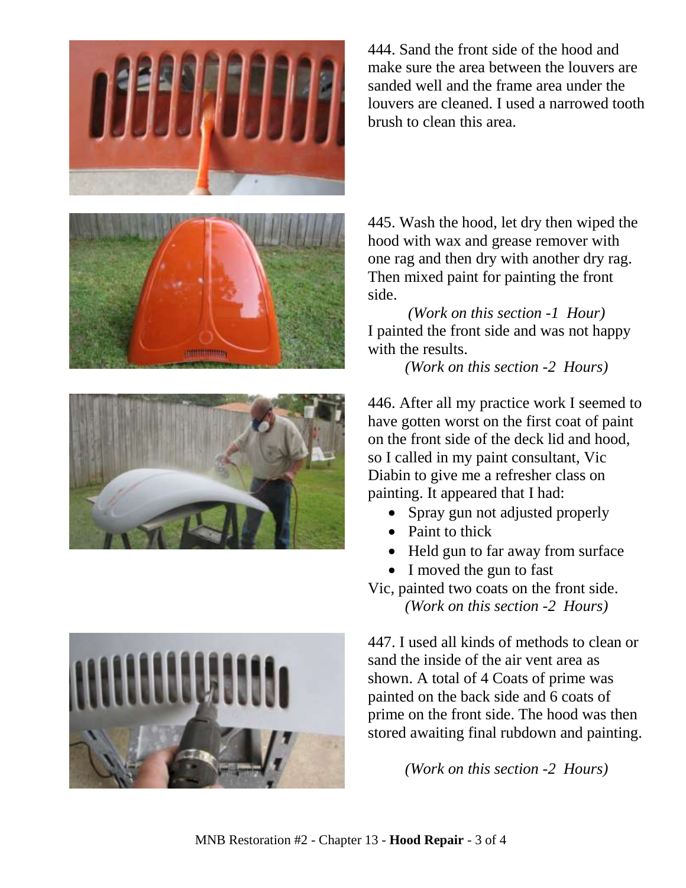444. Sand the front side of the hood and make sure the area between the louvers are sanded well and the frame area under the louvers are cleaned. I used a narrowed tooth brush to clean this area.

445. Wash the hood, let dry then wiped the hood with wax and grease remover with one rag and then dry with another dry rag. Then mixed paint for painting the front side.

*(Work on this section -1 Hour)*

I painted the front side and was not happy with the results.

*(Work on this section -2 Hours)*

446. After all my practice work I seemed to have gotten worst on the first coat of paint on the front side of the deck lid and hood, so I called in my paint consultant, Vic Diabin to give me a refresher class on painting. It appeared that I had:

- Spray gun not adjusted properly
- Paint to thick
- Held gun to far away from surface
- I moved the gun to fast

Vic, painted two coats on the front side.

*(Work on this section -2 Hours)*

447. I used all kinds of methods to clean or sand the inside of the air vent area as shown. A total of 4 Coats of prime was painted on the back side and 6 coats of prime on the front side. The hood was then stored awaiting final rubdown and painting.

*(Work on this section -2 Hours)*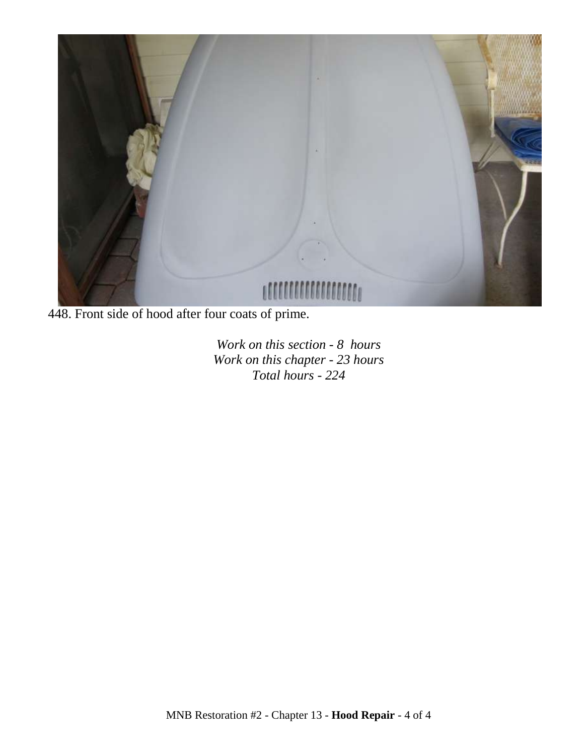448. Front side of hood after four coats of prime.

*Work on this section - 8 hours*
*Work on this chapter - 23 hours*
*Total hours - 224*